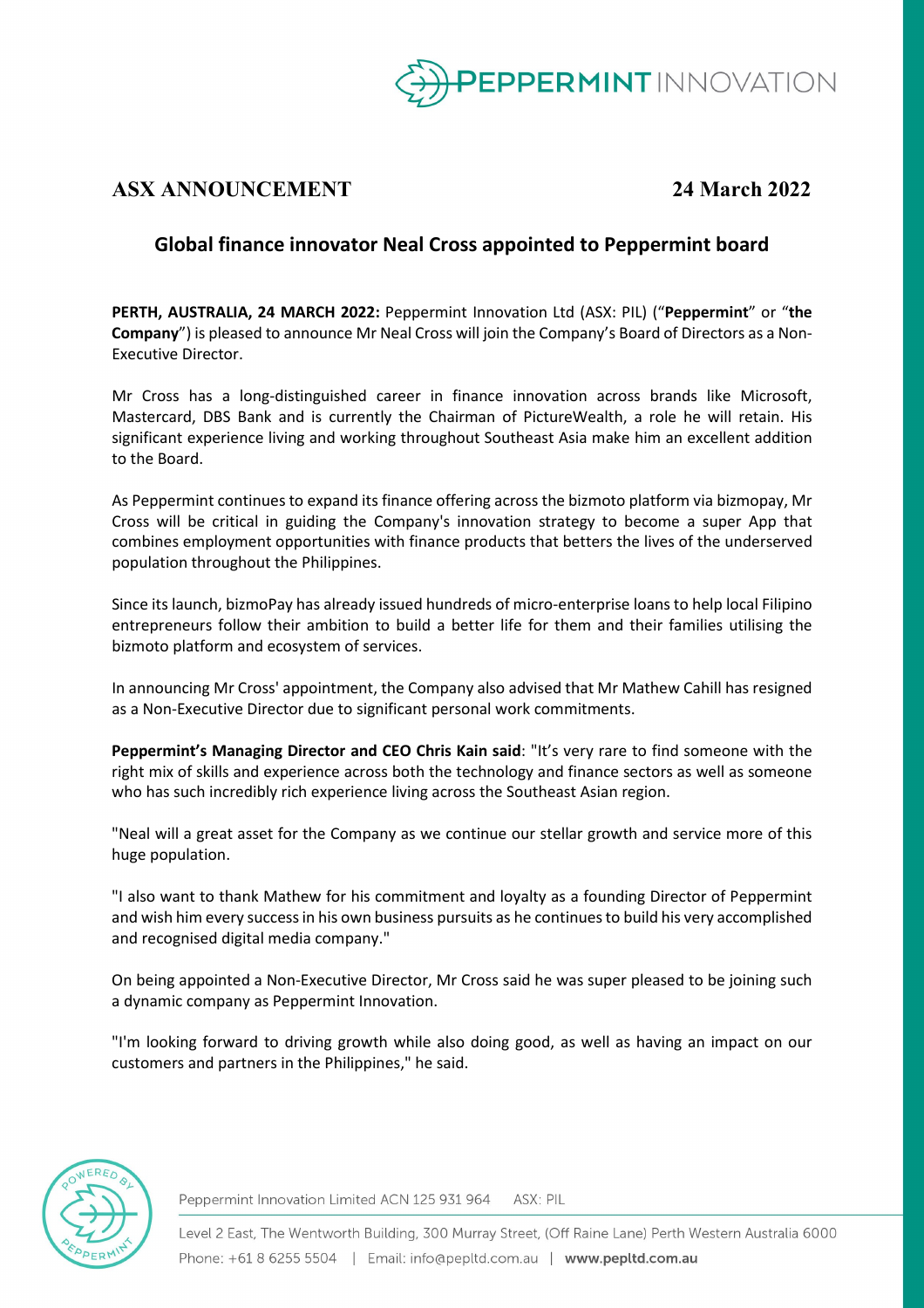**ASX ANNOUNCEMENT** **24 March 2022**

## Global finance innovator Neal Cross appointed to Peppermint board

**PERTH, AUSTRALIA, 24 MARCH 2022:** Peppermint Innovation Ltd (ASX: PIL) ("**Peppermint**" or "**the Company**") is pleased to announce Mr Neal Cross will join the Company's Board of Directors as a Non-Executive Director.

Mr Cross has a long-distinguished career in finance innovation across brands like Microsoft, Mastercard, DBS Bank and is currently the Chairman of PictureWealth, a role he will retain. His significant experience living and working throughout Southeast Asia make him an excellent addition to the Board.

As Peppermint continues to expand its finance offering across the bizmoto platform via bizmopay, Mr Cross will be critical in guiding the Company's innovation strategy to become a super App that combines employment opportunities with finance products that betters the lives of the underserved population throughout the Philippines.

Since its launch, bizmoPay has already issued hundreds of micro-enterprise loans to help local Filipino entrepreneurs follow their ambition to build a better life for them and their families utilising the bizmoto platform and ecosystem of services.

In announcing Mr Cross' appointment, the Company also advised that Mr Mathew Cahill has resigned as a Non-Executive Director due to significant personal work commitments.

**Peppermint's Managing Director and CEO Chris Kain said**: "It's very rare to find someone with the right mix of skills and experience across both the technology and finance sectors as well as someone who has such incredibly rich experience living across the Southeast Asian region.

"Neal will a great asset for the Company as we continue our stellar growth and service more of this huge population.

"I also want to thank Mathew for his commitment and loyalty as a founding Director of Peppermint and wish him every success in his own business pursuits as he continues to build his very accomplished and recognised digital media company."

On being appointed a Non-Executive Director, Mr Cross said he was super pleased to be joining such a dynamic company as Peppermint Innovation.

"I'm looking forward to driving growth while also doing good, as well as having an impact on our customers and partners in the Philippines," he said.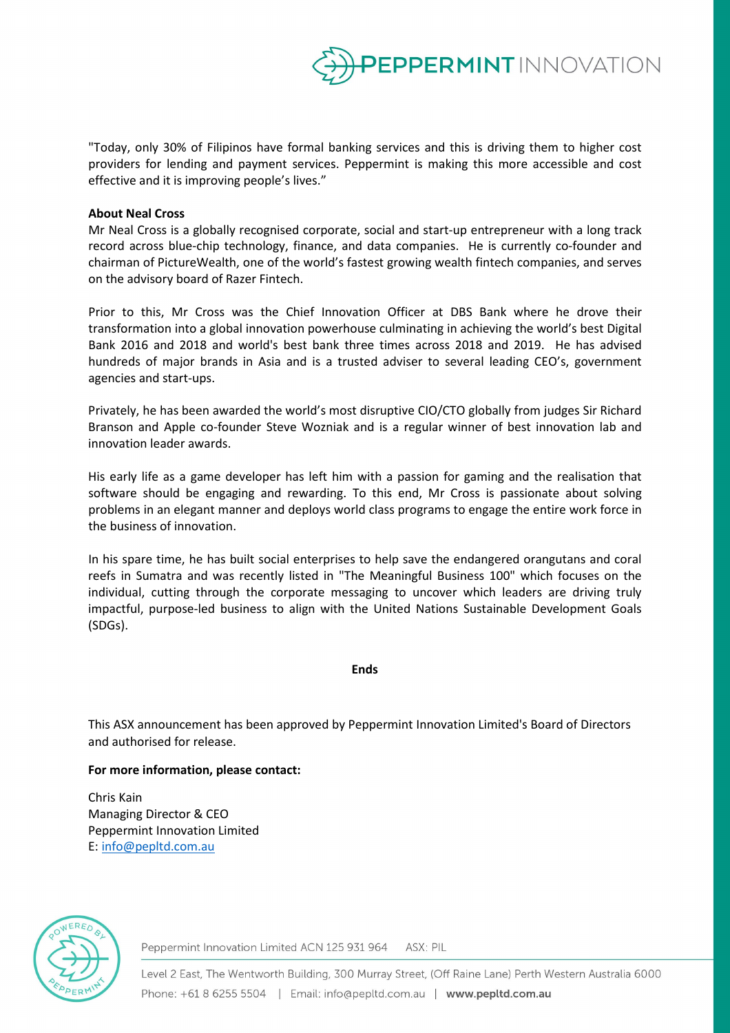"Today, only 30% of Filipinos have formal banking services and this is driving them to higher cost providers for lending and payment services. Peppermint is making this more accessible and cost effective and it is improving people's lives."

**About Neal Cross**

Mr Neal Cross is a globally recognised corporate, social and start-up entrepreneur with a long track record across blue-chip technology, finance, and data companies. He is currently co-founder and chairman of PictureWealth, one of the world's fastest growing wealth fintech companies, and serves on the advisory board of Razer Fintech.

Prior to this, Mr Cross was the Chief Innovation Officer at DBS Bank where he drove their transformation into a global innovation powerhouse culminating in achieving the world's best Digital Bank 2016 and 2018 and world's best bank three times across 2018 and 2019. He has advised hundreds of major brands in Asia and is a trusted adviser to several leading CEO's, government agencies and start-ups.

Privately, he has been awarded the world's most disruptive CIO/CTO globally from judges Sir Richard Branson and Apple co-founder Steve Wozniak and is a regular winner of best innovation lab and innovation leader awards.

His early life as a game developer has left him with a passion for gaming and the realisation that software should be engaging and rewarding. To this end, Mr Cross is passionate about solving problems in an elegant manner and deploys world class programs to engage the entire work force in the business of innovation.

In his spare time, he has built social enterprises to help save the endangered orangutans and coral reefs in Sumatra and was recently listed in "The Meaningful Business 100" which focuses on the individual, cutting through the corporate messaging to uncover which leaders are driving truly impactful, purpose-led business to align with the United Nations Sustainable Development Goals (SDGs).

**Ends**

This ASX announcement has been approved by Peppermint Innovation Limited's Board of Directors and authorised for release.

**For more information, please contact:**

Chris Kain
Managing Director & CEO
Peppermint Innovation Limited
E: info@pepltd.com.au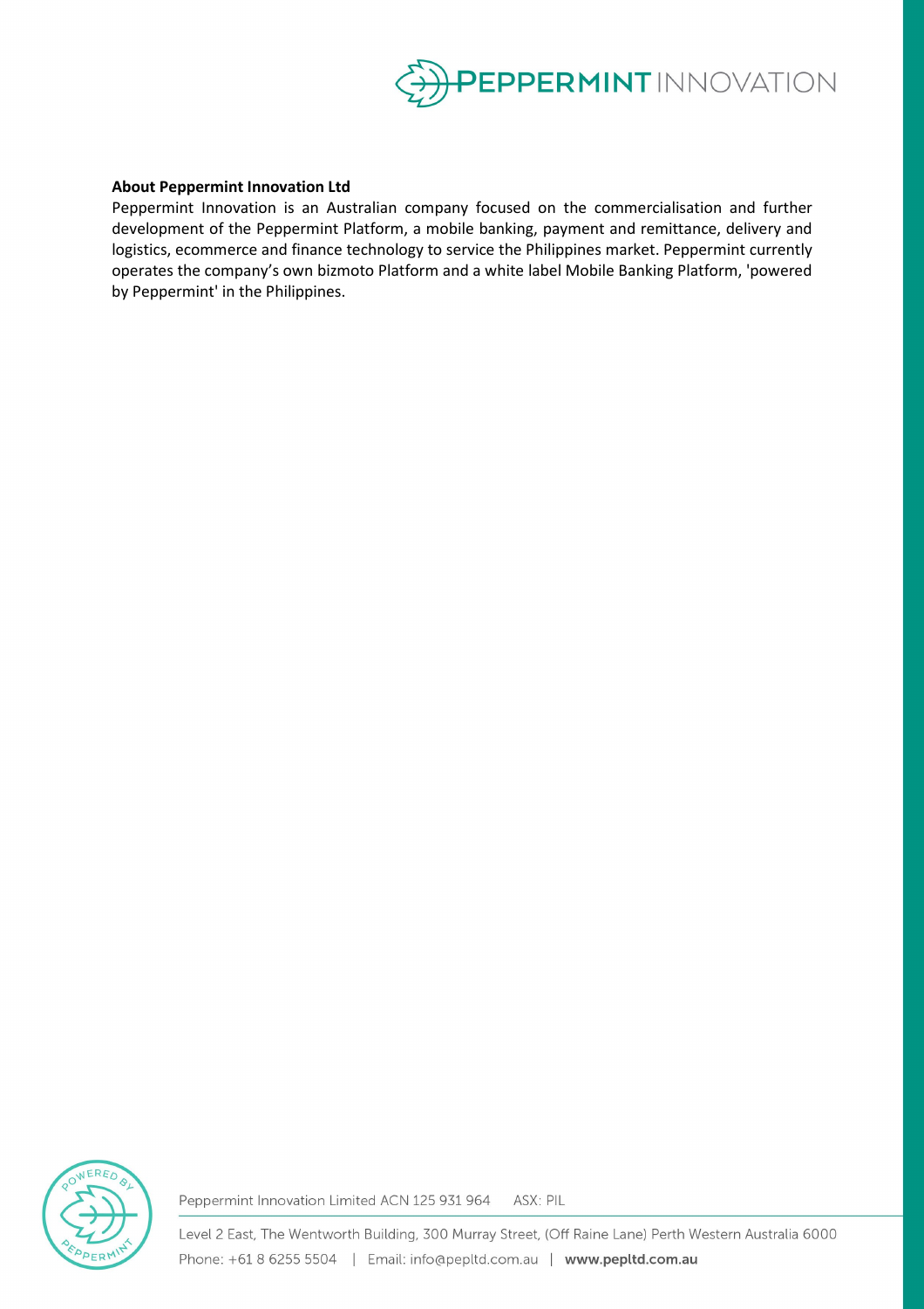**About Peppermint Innovation Ltd**

Peppermint Innovation is an Australian company focused on the commercialisation and further development of the Peppermint Platform, a mobile banking, payment and remittance, delivery and logistics, ecommerce and finance technology to service the Philippines market. Peppermint currently operates the company's own bizmoto Platform and a white label Mobile Banking Platform, 'powered by Peppermint' in the Philippines.